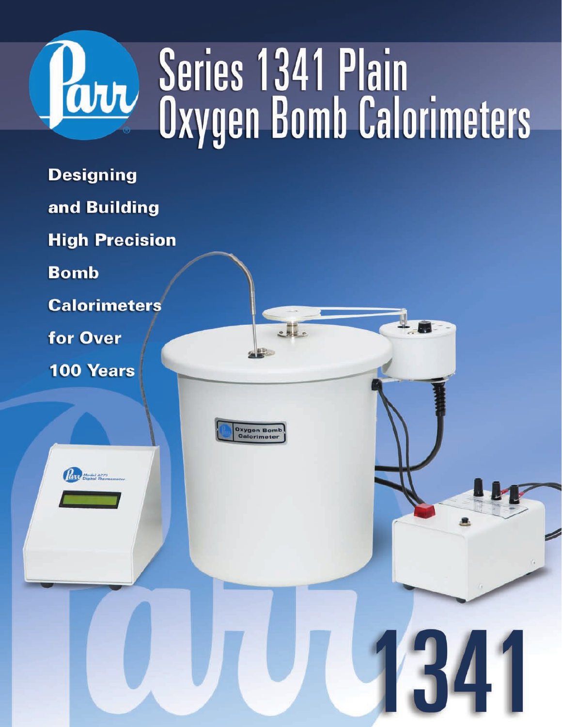# Series 1341 Plain Oxygen Bomb Calorimeters

**Designing**

**and Building**

**High Precision**

**Bomb**

**Calorimeters**

**for Over**

**100 Years**

1341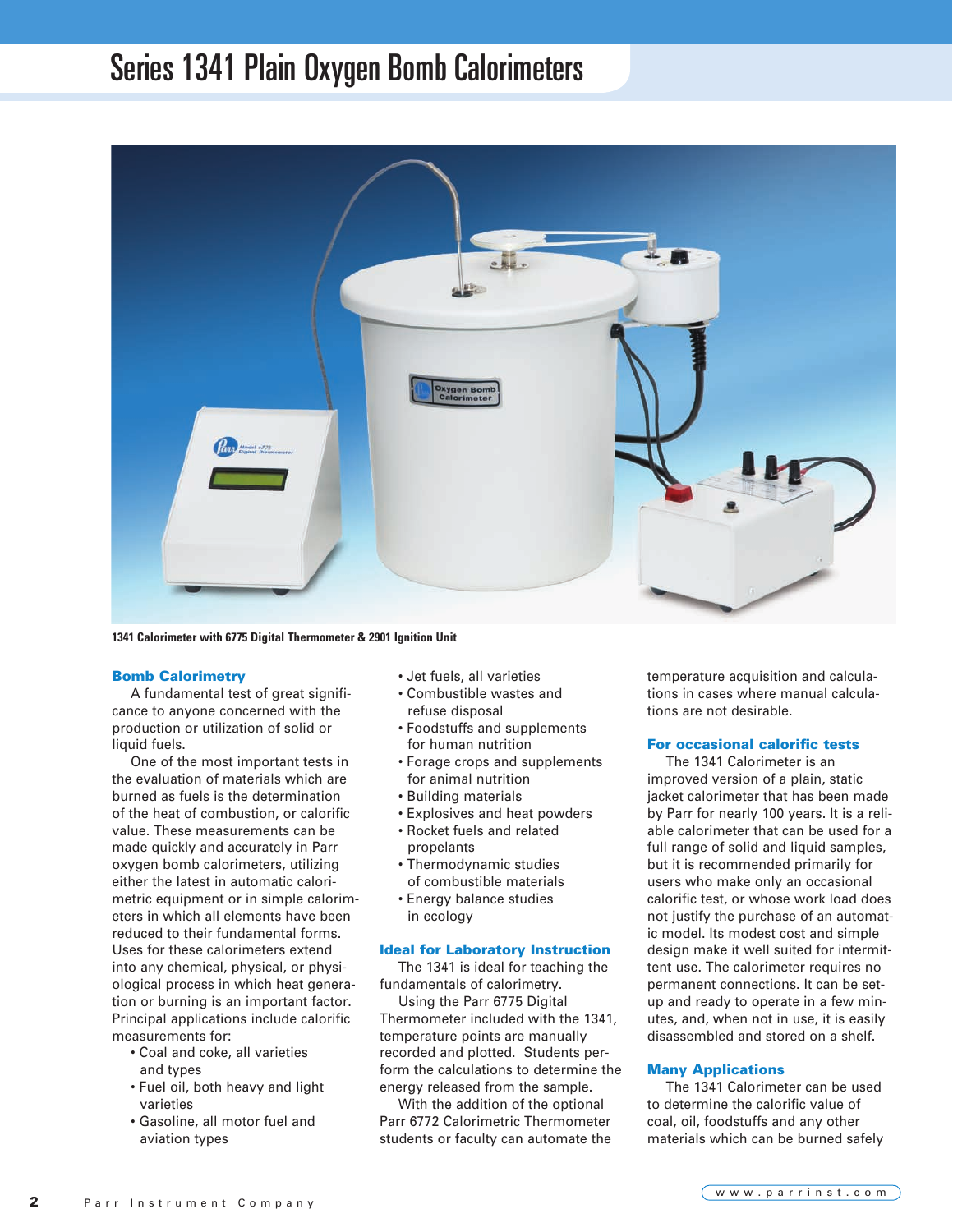# Series 1341 Plain Oxygen Bomb Calorimeters

1341 Calorimeter with 6775 Digital Thermometer & 2901 Ignition Unit

## Bomb Calorimetry

A fundamental test of great significance to anyone concerned with the production or utilization of solid or liquid fuels.

One of the most important tests in the evaluation of materials which are burned as fuels is the determination of the heat of combustion, or calorific value. These measurements can be made quickly and accurately in Parr oxygen bomb calorimeters, utilizing either the latest in automatic calorimetric equipment or in simple calorimeters in which all elements have been reduced to their fundamental forms. Uses for these calorimeters extend into any chemical, physical, or physiological process in which heat generation or burning is an important factor. Principal applications include calorific measurements for:

- Coal and coke, all varieties and types
- Fuel oil, both heavy and light varieties
- Gasoline, all motor fuel and aviation types
- Jet fuels, all varieties
- Combustible wastes and refuse disposal
- Foodstuffs and supplements for human nutrition
- Forage crops and supplements for animal nutrition
- Building materials
- Explosives and heat powders
- Rocket fuels and related propelants
- Thermodynamic studies of combustible materials
- Energy balance studies in ecology

## Ideal for Laboratory Instruction

The 1341 is ideal for teaching the fundamentals of calorimetry.

Using the Parr 6775 Digital Thermometer included with the 1341, temperature points are manually recorded and plotted. Students perform the calculations to determine the energy released from the sample.

With the addition of the optional Parr 6772 Calorimetric Thermometer students or faculty can automate the temperature acquisition and calculations in cases where manual calculations are not desirable.

## For occasional calorific tests

The 1341 Calorimeter is an improved version of a plain, static jacket calorimeter that has been made by Parr for nearly 100 years. It is a reliable calorimeter that can be used for a full range of solid and liquid samples, but it is recommended primarily for users who make only an occasional calorific test, or whose work load does not justify the purchase of an automatic model. Its modest cost and simple design make it well suited for intermittent use. The calorimeter requires no permanent connections. It can be set-up and ready to operate in a few minutes, and, when not in use, it is easily disassembled and stored on a shelf.

## Many Applications

The 1341 Calorimeter can be used to determine the calorific value of coal, oil, foodstuffs and any other materials which can be burned safely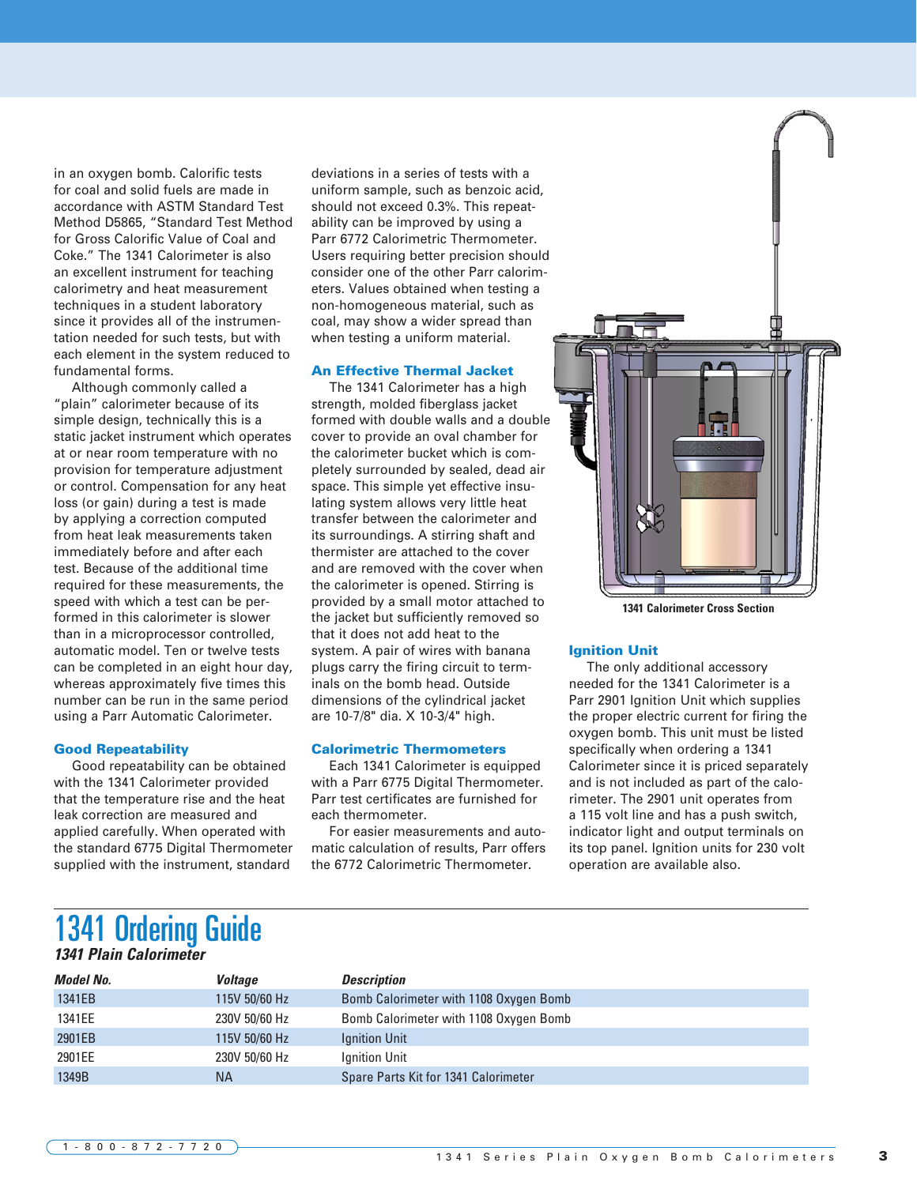in an oxygen bomb. Calorific tests for coal and solid fuels are made in accordance with ASTM Standard Test Method D5865, “Standard Test Method for Gross Calorific Value of Coal and Coke.” The 1341 Calorimeter is also an excellent instrument for teaching calorimetry and heat measurement techniques in a student laboratory since it provides all of the instrumentation needed for such tests, but with each element in the system reduced to fundamental forms.

Although commonly called a “plain” calorimeter because of its simple design, technically this is a static jacket instrument which operates at or near room temperature with no provision for temperature adjustment or control. Compensation for any heat loss (or gain) during a test is made by applying a correction computed from heat leak measurements taken immediately before and after each test. Because of the additional time required for these measurements, the speed with which a test can be performed in this calorimeter is slower than in a microprocessor controlled, automatic model. Ten or twelve tests can be completed in an eight hour day, whereas approximately five times this number can be run in the same period using a Parr Automatic Calorimeter.

### Good Repeatability

Good repeatability can be obtained with the 1341 Calorimeter provided that the temperature rise and the heat leak correction are measured and applied carefully. When operated with the standard 6775 Digital Thermometer supplied with the instrument, standard deviations in a series of tests with a uniform sample, such as benzoic acid, should not exceed 0.3%. This repeatability can be improved by using a Parr 6772 Calorimetric Thermometer. Users requiring better precision should consider one of the other Parr calorimeters. Values obtained when testing a non-homogeneous material, such as coal, may show a wider spread than when testing a uniform material.

### An Effective Thermal Jacket

The 1341 Calorimeter has a high strength, molded fiberglass jacket formed with double walls and a double cover to provide an oval chamber for the calorimeter bucket which is completely surrounded by sealed, dead air space. This simple yet effective insulating system allows very little heat transfer between the calorimeter and its surroundings. A stirring shaft and thermister are attached to the cover and are removed with the cover when the calorimeter is opened. Stirring is provided by a small motor attached to the jacket but sufficiently removed so that it does not add heat to the system. A pair of wires with banana plugs carry the firing circuit to terminals on the bomb head. Outside dimensions of the cylindrical jacket are 10-7/8" dia. X 10-3/4" high.

### Calorimetric Thermometers

Each 1341 Calorimeter is equipped with a Parr 6775 Digital Thermometer. Parr test certificates are furnished for each thermometer.

For easier measurements and automatic calculation of results, Parr offers the 6772 Calorimetric Thermometer.

**1341 Calorimeter Cross Section**

### Ignition Unit

The only additional accessory needed for the 1341 Calorimeter is a Parr 2901 Ignition Unit which supplies the proper electric current for firing the oxygen bomb. This unit must be listed specifically when ordering a 1341 Calorimeter since it is priced separately and is not included as part of the calorimeter. The 2901 unit operates from a 115 volt line and has a push switch, indicator light and output terminals on its top panel. Ignition units for 230 volt operation are available also.

## 1341 Ordering Guide

***1341 Plain Calorimeter***

| *Model No.* | *Voltage* | *Description* |
|---|---|---|
| 1341EB | 115V 50/60 Hz | Bomb Calorimeter with 1108 Oxygen Bomb |
| 1341EE | 230V 50/60 Hz | Bomb Calorimeter with 1108 Oxygen Bomb |
| 2901EB | 115V 50/60 Hz | Ignition Unit |
| 2901EE | 230V 50/60 Hz | Ignition Unit |
| 1349B | NA | Spare Parts Kit for 1341 Calorimeter |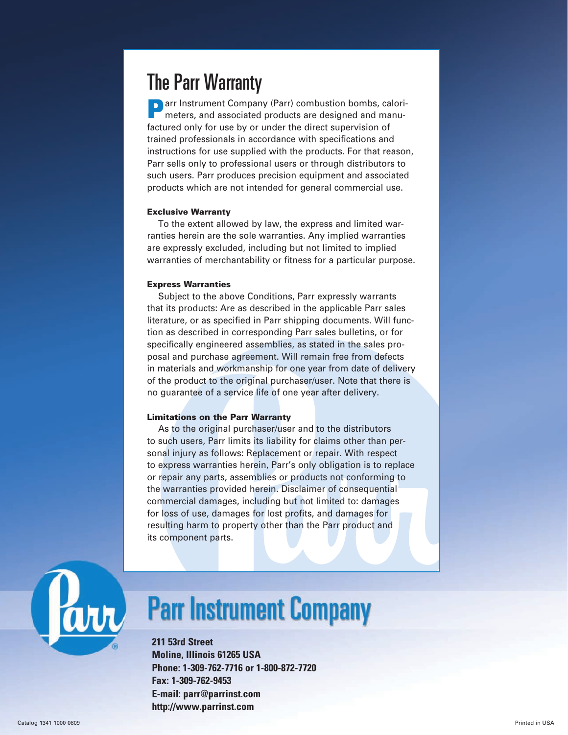# The Parr Warranty

Parr Instrument Company (Parr) combustion bombs, calorimeters, and associated products are designed and manufactured only for use by or under the direct supervision of trained professionals in accordance with specifications and instructions for use supplied with the products. For that reason, Parr sells only to professional users or through distributors to such users. Parr produces precision equipment and associated products which are not intended for general commercial use.

**Exclusive Warranty**

To the extent allowed by law, the express and limited warranties herein are the sole warranties. Any implied warranties are expressly excluded, including but not limited to implied warranties of merchantability or fitness for a particular purpose.

**Express Warranties**

Subject to the above Conditions, Parr expressly warrants that its products: Are as described in the applicable Parr sales literature, or as specified in Parr shipping documents. Will function as described in corresponding Parr sales bulletins, or for specifically engineered assemblies, as stated in the sales proposal and purchase agreement. Will remain free from defects in materials and workmanship for one year from date of delivery of the product to the original purchaser/user. Note that there is no guarantee of a service life of one year after delivery.

**Limitations on the Parr Warranty**

As to the original purchaser/user and to the distributors to such users, Parr limits its liability for claims other than personal injury as follows: Replacement or repair. With respect to express warranties herein, Parr's only obligation is to replace or repair any parts, assemblies or products not conforming to the warranties provided herein. Disclaimer of consequential commercial damages, including but not limited to: damages for loss of use, damages for lost profits, and damages for resulting harm to property other than the Parr product and its component parts.

## Parr Instrument Company

**211 53rd Street**
**Moline, Illinois 61265 USA**
**Phone: 1-309-762-7716 or 1-800-872-7720**
**Fax: 1-309-762-9453**
**E-mail: parr@parrinst.com**
**http://www.parrinst.com**

Catalog 1341 1000 0809

Printed in USA